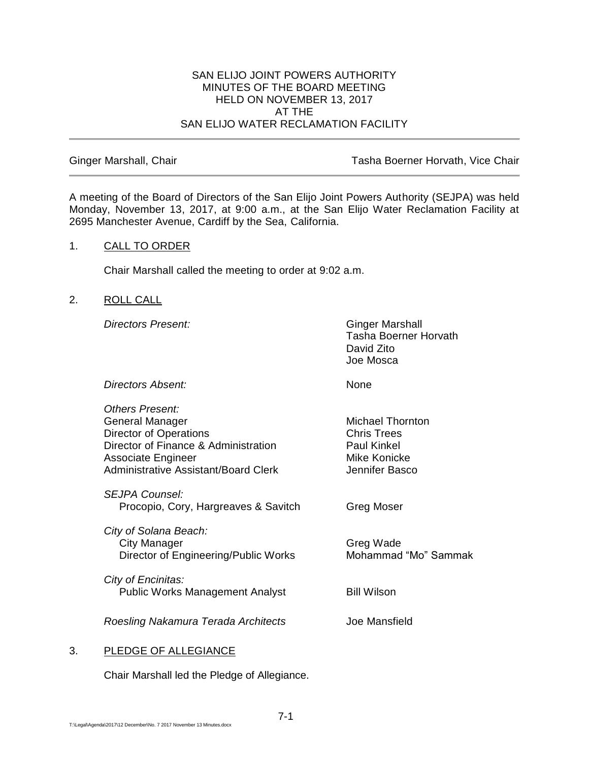# SAN ELIJO JOINT POWERS AUTHORITY
## MINUTES OF THE BOARD MEETING
## HELD ON NOVEMBER 13, 2017
## AT THE
## SAN ELIJO WATER RECLAMATION FACILITY

Ginger Marshall, Chair | Tasha Boerner Horvath, Vice Chair

A meeting of the Board of Directors of the San Elijo Joint Powers Authority (SEJPA) was held Monday, November 13, 2017, at 9:00 a.m., at the San Elijo Water Reclamation Facility at 2695 Manchester Avenue, Cardiff by the Sea, California.

1. CALL TO ORDER

   Chair Marshall called the meeting to order at 9:02 a.m.

2. ROLL CALL

| | |
|---|---|
| *Directors Present:* | Ginger Marshall<br>Tasha Boerner Horvath<br>David Zito<br>Joe Mosca |
| *Directors Absent:* | None |
| *Others Present:* | |
| General Manager | Michael Thornton |
| Director of Operations | Chris Trees |
| Director of Finance & Administration | Paul Kinkel |
| Associate Engineer | Mike Konicke |
| Administrative Assistant/Board Clerk | Jennifer Basco |
| *SEJPA Counsel:* | |
| Procopio, Cory, Hargreaves & Savitch | Greg Moser |
| *City of Solana Beach:* | |
| City Manager | Greg Wade |
| Director of Engineering/Public Works | Mohammad "Mo" Sammak |
| *City of Encinitas:* | |
| Public Works Management Analyst | Bill Wilson |
| *Roesling Nakamura Terada Architects* | Joe Mansfield |

3. PLEDGE OF ALLEGIANCE

   Chair Marshall led the Pledge of Allegiance.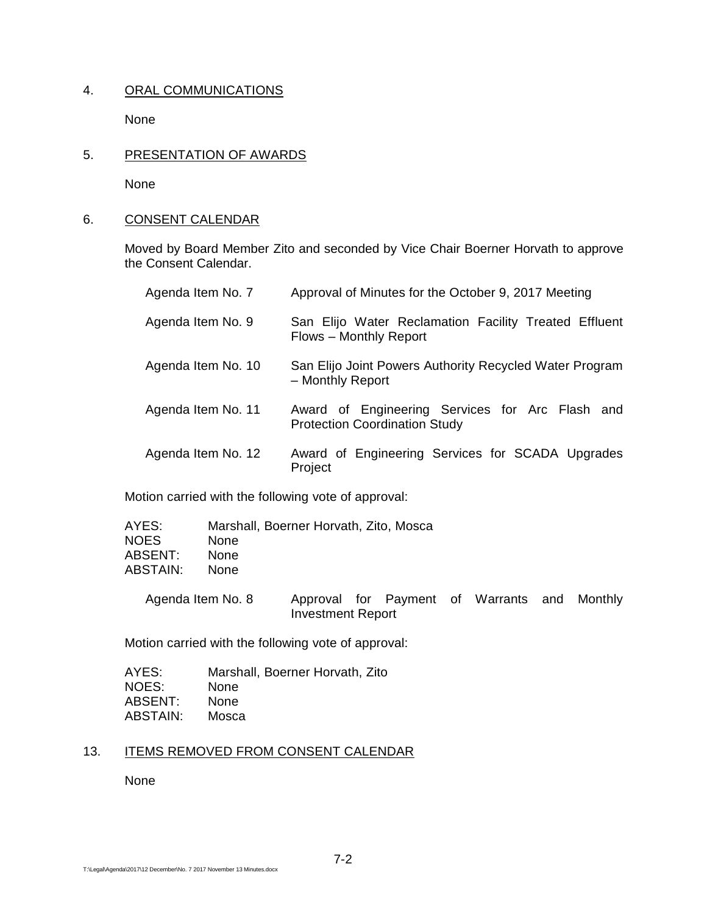## 4. ORAL COMMUNICATIONS

None

## 5. PRESENTATION OF AWARDS

None

## 6. CONSENT CALENDAR

Moved by Board Member Zito and seconded by Vice Chair Boerner Horvath to approve the Consent Calendar.

| | |
|---|---|
| Agenda Item No. 7 | Approval of Minutes for the October 9, 2017 Meeting |
| Agenda Item No. 9 | San Elijo Water Reclamation Facility Treated Effluent Flows – Monthly Report |
| Agenda Item No. 10 | San Elijo Joint Powers Authority Recycled Water Program – Monthly Report |
| Agenda Item No. 11 | Award of Engineering Services for Arc Flash and Protection Coordination Study |
| Agenda Item No. 12 | Award of Engineering Services for SCADA Upgrades Project |

Motion carried with the following vote of approval:

| | |
|---|---|
| AYES: | Marshall, Boerner Horvath, Zito, Mosca |
| NOES | None |
| ABSENT: | None |
| ABSTAIN: | None |

| | |
|---|---|
| Agenda Item No. 8 | Approval for Payment of Warrants and Monthly Investment Report |

Motion carried with the following vote of approval:

| | |
|---|---|
| AYES: | Marshall, Boerner Horvath, Zito |
| NOES: | None |
| ABSENT: | None |
| ABSTAIN: | Mosca |

## 13. ITEMS REMOVED FROM CONSENT CALENDAR

None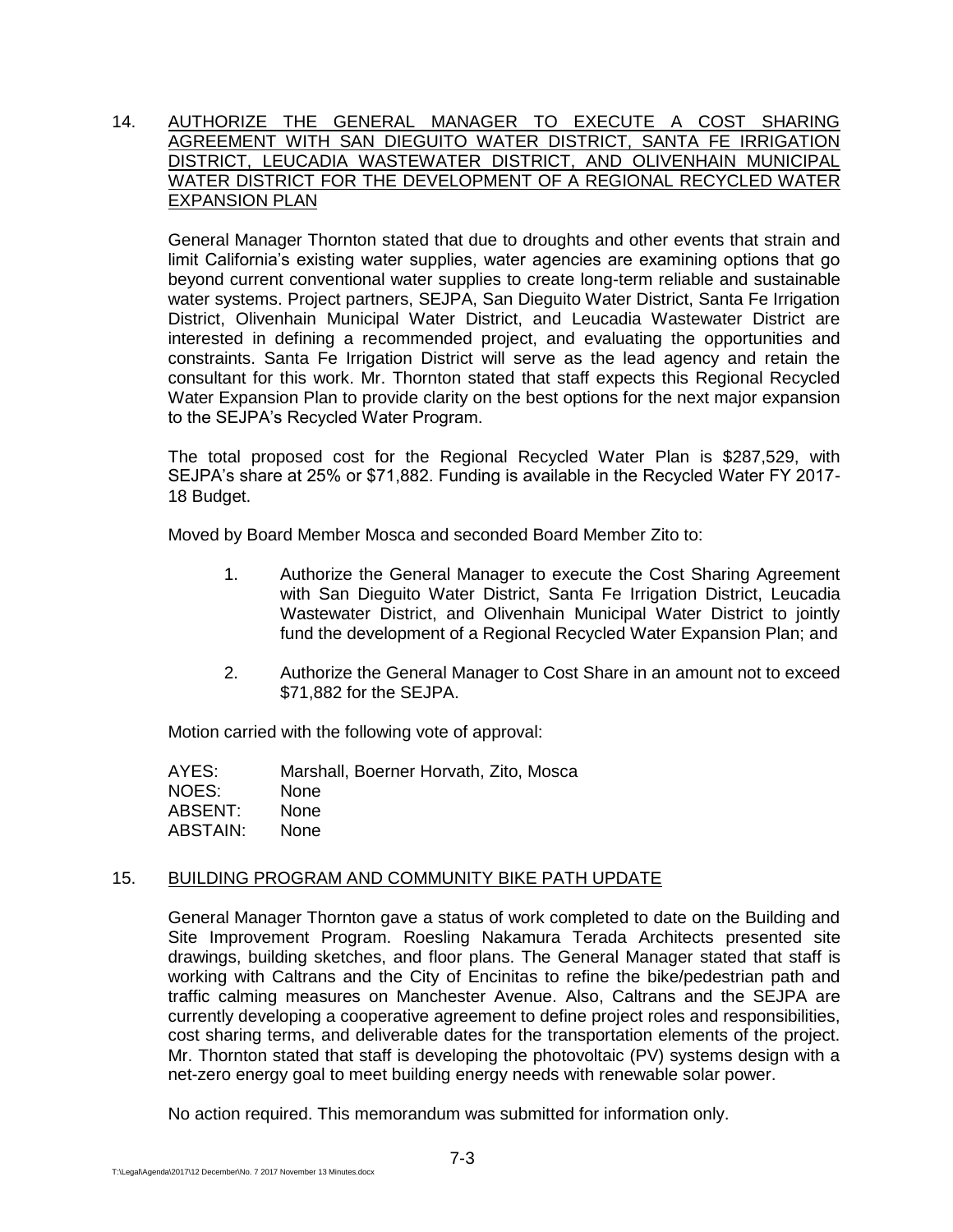14. <u>AUTHORIZE THE GENERAL MANAGER TO EXECUTE A COST SHARING AGREEMENT WITH SAN DIEGUITO WATER DISTRICT, SANTA FE IRRIGATION DISTRICT, LEUCADIA WASTEWATER DISTRICT, AND OLIVENHAIN MUNICIPAL WATER DISTRICT FOR THE DEVELOPMENT OF A REGIONAL RECYCLED WATER EXPANSION PLAN</u>

General Manager Thornton stated that due to droughts and other events that strain and limit California's existing water supplies, water agencies are examining options that go beyond current conventional water supplies to create long-term reliable and sustainable water systems. Project partners, SEJPA, San Dieguito Water District, Santa Fe Irrigation District, Olivenhain Municipal Water District, and Leucadia Wastewater District are interested in defining a recommended project, and evaluating the opportunities and constraints. Santa Fe Irrigation District will serve as the lead agency and retain the consultant for this work. Mr. Thornton stated that staff expects this Regional Recycled Water Expansion Plan to provide clarity on the best options for the next major expansion to the SEJPA's Recycled Water Program.

The total proposed cost for the Regional Recycled Water Plan is $287,529, with SEJPA's share at 25% or $71,882. Funding is available in the Recycled Water FY 2017-18 Budget.

Moved by Board Member Mosca and seconded Board Member Zito to:

1. Authorize the General Manager to execute the Cost Sharing Agreement with San Dieguito Water District, Santa Fe Irrigation District, Leucadia Wastewater District, and Olivenhain Municipal Water District to jointly fund the development of a Regional Recycled Water Expansion Plan; and

2. Authorize the General Manager to Cost Share in an amount not to exceed $71,882 for the SEJPA.

Motion carried with the following vote of approval:

| | |
|---|---|
| AYES: | Marshall, Boerner Horvath, Zito, Mosca |
| NOES: | None |
| ABSENT: | None |
| ABSTAIN: | None |

15. <u>BUILDING PROGRAM AND COMMUNITY BIKE PATH UPDATE</u>

General Manager Thornton gave a status of work completed to date on the Building and Site Improvement Program. Roesling Nakamura Terada Architects presented site drawings, building sketches, and floor plans. The General Manager stated that staff is working with Caltrans and the City of Encinitas to refine the bike/pedestrian path and traffic calming measures on Manchester Avenue. Also, Caltrans and the SEJPA are currently developing a cooperative agreement to define project roles and responsibilities, cost sharing terms, and deliverable dates for the transportation elements of the project. Mr. Thornton stated that staff is developing the photovoltaic (PV) systems design with a net-zero energy goal to meet building energy needs with renewable solar power.

No action required. This memorandum was submitted for information only.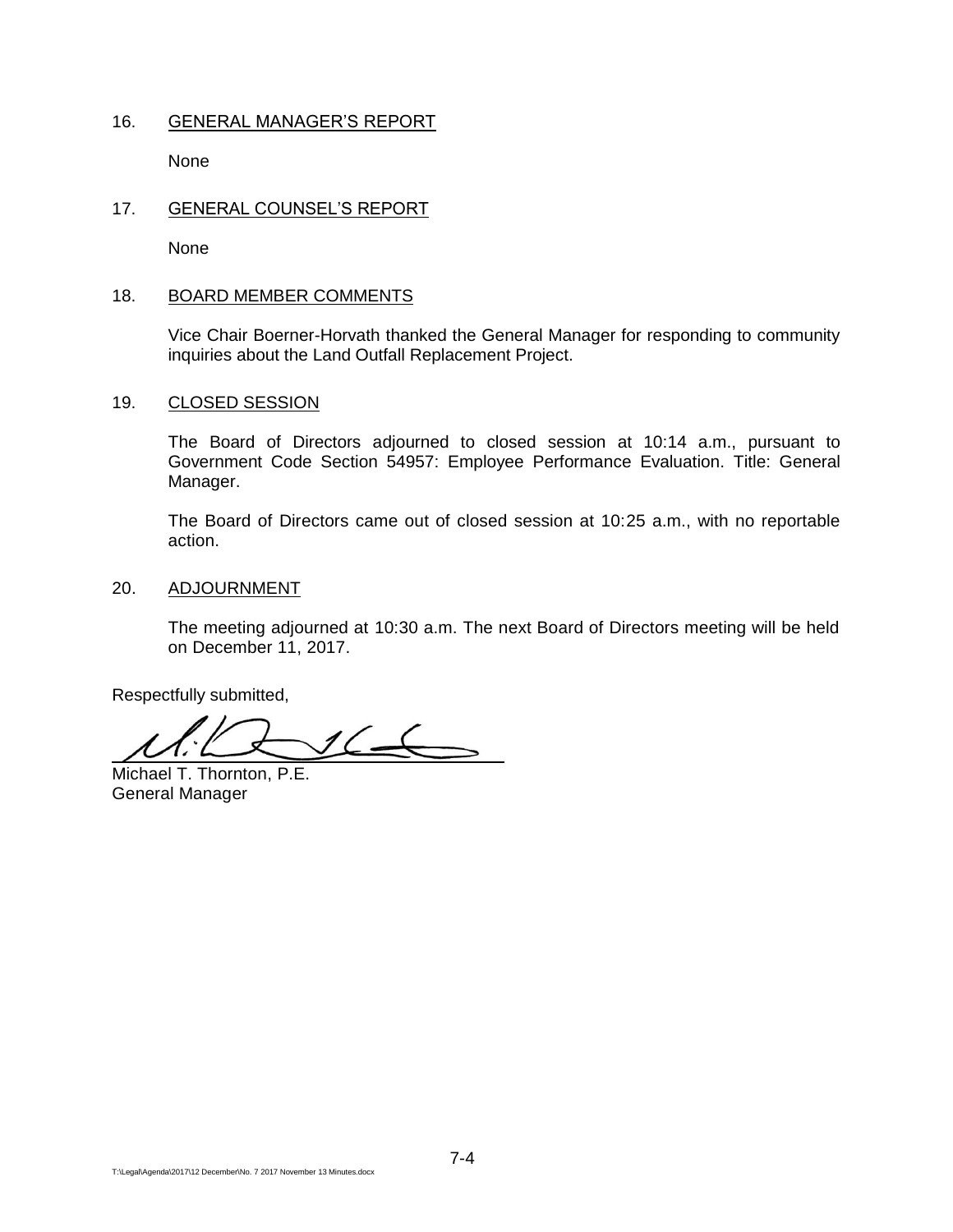16. <u>GENERAL MANAGER'S REPORT</u>

    None

17. <u>GENERAL COUNSEL'S REPORT</u>

    None

18. <u>BOARD MEMBER COMMENTS</u>

    Vice Chair Boerner-Horvath thanked the General Manager for responding to community inquiries about the Land Outfall Replacement Project.

19. <u>CLOSED SESSION</u>

    The Board of Directors adjourned to closed session at 10:14 a.m., pursuant to Government Code Section 54957: Employee Performance Evaluation. Title: General Manager.

    The Board of Directors came out of closed session at 10:25 a.m., with no reportable action.

20. <u>ADJOURNMENT</u>

    The meeting adjourned at 10:30 a.m. The next Board of Directors meeting will be held on December 11, 2017.

Respectfully submitted,

Michael T. Thornton, P.E.
General Manager

T:\Legal\Agenda\2017\12 December\No. 7 2017 November 13 Minutes.docx